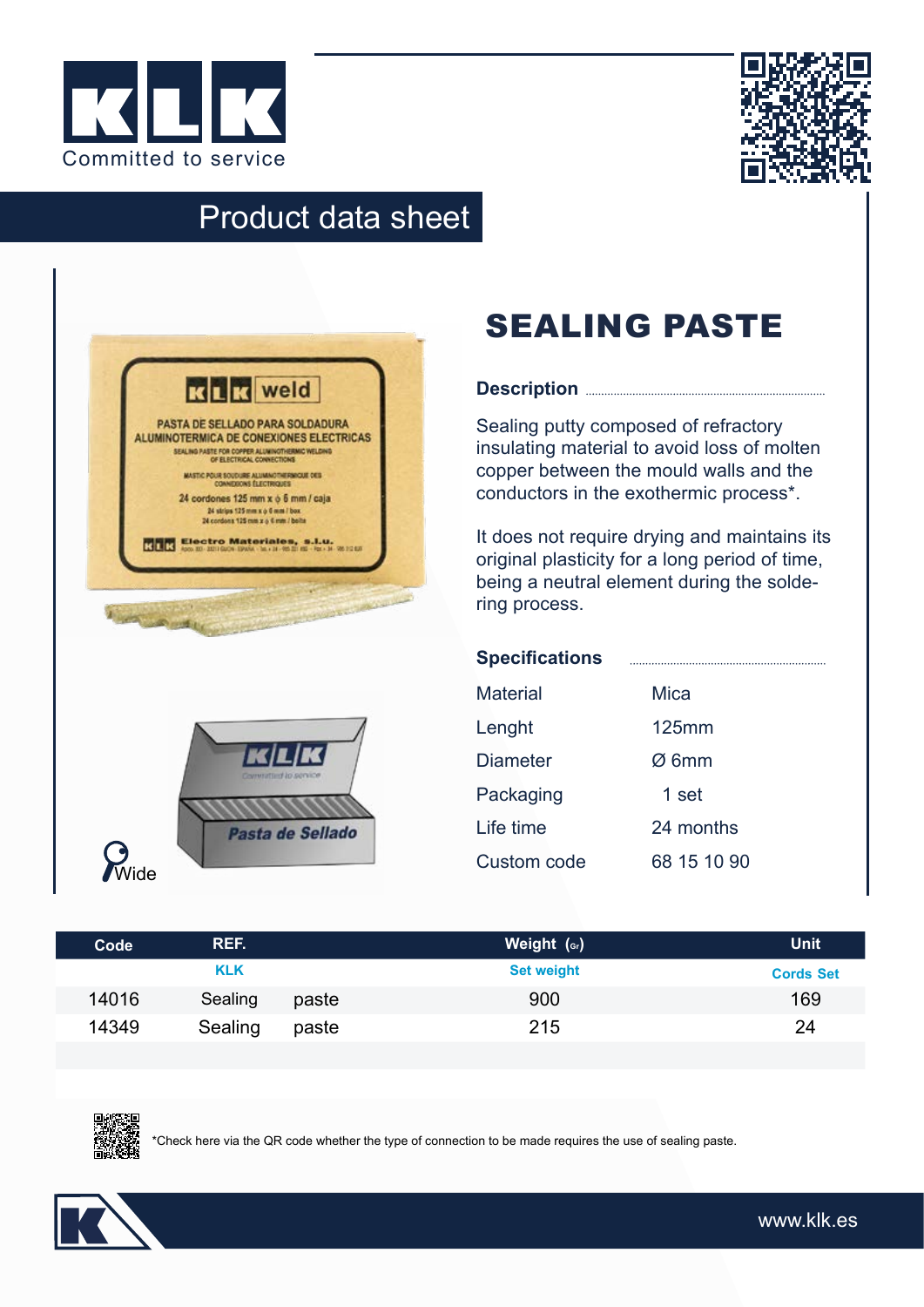KLK
Committed to service

# Product data sheet

## SEALING PASTE

### Description

Sealing putty composed of refractory insulating material to avoid loss of molten copper between the mould walls and the conductors in the exothermic process*.

It does not require drying and maintains its original plasticity for a long period of time, being a neutral element during the soldering process.

### Specifications

| | |
|---|---|
| Material | Mica |
| Lenght | 125mm |
| Diameter | Ø 6mm |
| Packaging | 1 set |
| Life time | 24 months |
| Custom code | 68 15 10 90 |

Wide

| Code | REF. | | Weight (Gr) | Unit |
|---|---|---|---|---|
| | KLK | | Set weight | Cords Set |
| 14016 | Sealing | paste | 900 | 169 |
| 14349 | Sealing | paste | 215 | 24 |

*Check here via the QR code whether the type of connection to be made requires the use of sealing paste.

www.klk.es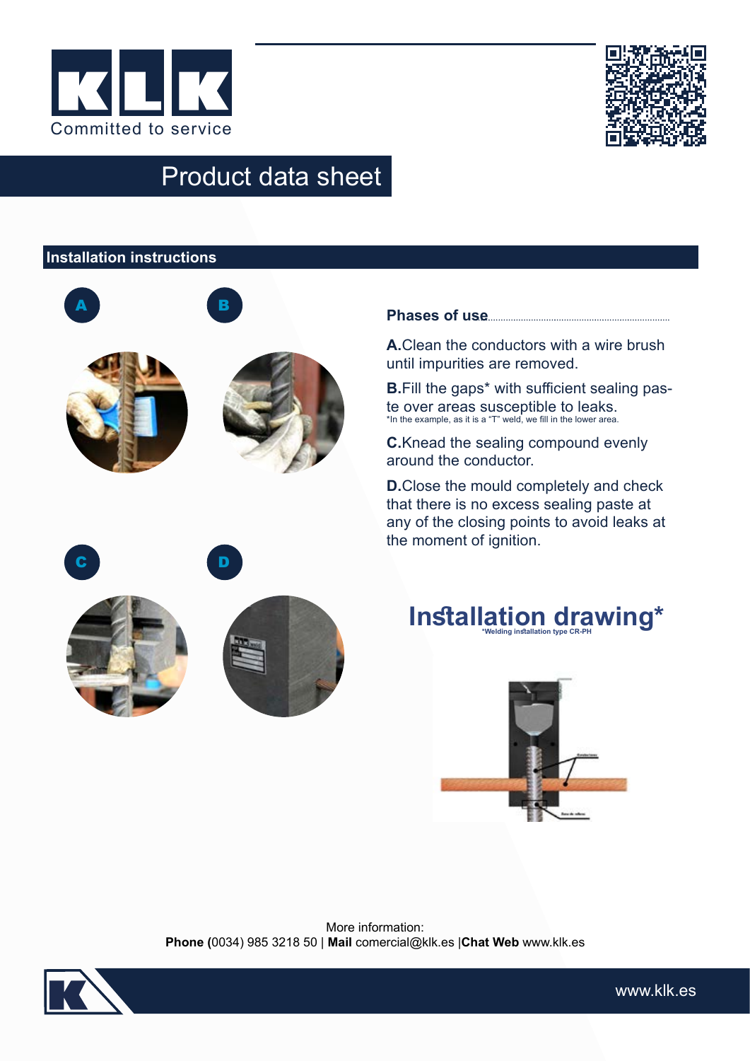# Product data sheet

## Installation instructions

A

B

C

D

**Phases of use**

**A.**Clean the conductors with a wire brush until impurities are removed.

**B.**Fill the gaps* with sufficient sealing paste over areas susceptible to leaks.
*In the example, as it is a "T" weld, we fill in the lower area.

**C.**Knead the sealing compound evenly around the conductor.

**D.**Close the mould completely and check that there is no excess sealing paste at any of the closing points to avoid leaks at the moment of ignition.

## Installation drawing*

*Welding installation type CR-PH

More information:
**Phone (**0034) 985 3218 50 | **Mail** comercial@klk.es |**Chat Web** www.klk.es